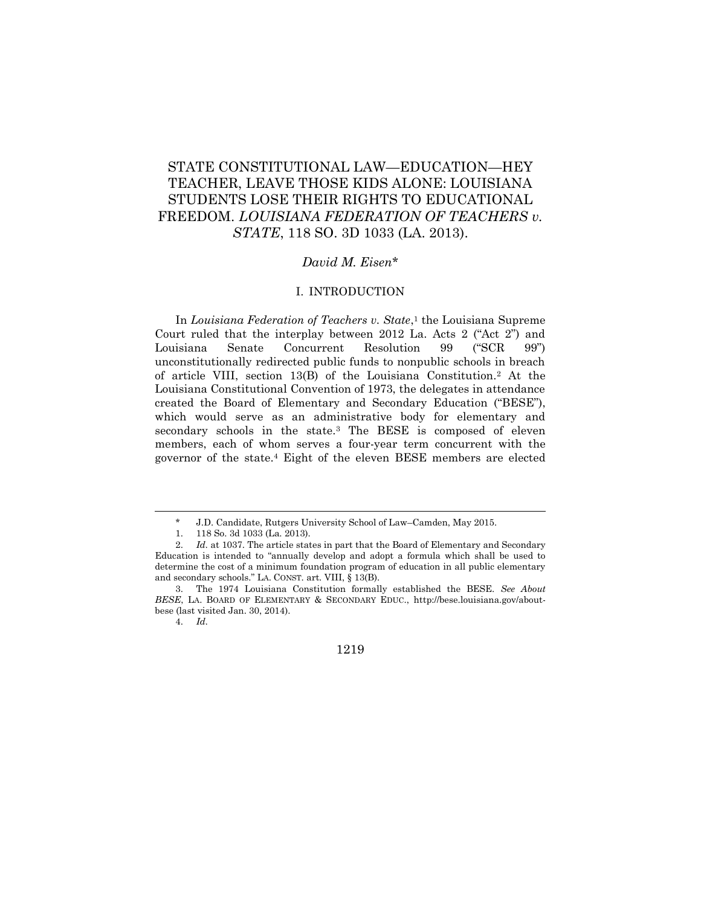# STATE CONSTITUTIONAL LAW—EDUCATION—HEY TEACHER, LEAVE THOSE KIDS ALONE: LOUISIANA STUDENTS LOSE THEIR RIGHTS TO EDUCATIONAL FREEDOM. *LOUISIANA FEDERATION OF TEACHERS v. STATE*, 118 SO. 3D 1033 (LA. 2013).

*David M. Eisen\**

## I. INTRODUCTION

In *Louisiana Federation of Teachers v. State*,[1] the Louisiana Supreme Court ruled that the interplay between 2012 La. Acts 2 ("Act 2") and Louisiana Senate Concurrent Resolution 99 ("SCR 99") unconstitutionally redirected public funds to nonpublic schools in breach of article VIII, section 13(B) of the Louisiana Constitution.[2] At the Louisiana Constitutional Convention of 1973, the delegates in attendance created the Board of Elementary and Secondary Education ("BESE"), which would serve as an administrative body for elementary and secondary schools in the state.[3] The BESE is composed of eleven members, each of whom serves a four-year term concurrent with the governor of the state.[4] Eight of the eleven BESE members are elected

---

\* J.D. Candidate, Rutgers University School of Law–Camden, May 2015.

1. 118 So. 3d 1033 (La. 2013).

2. *Id.* at 1037. The article states in part that the Board of Elementary and Secondary Education is intended to "annually develop and adopt a formula which shall be used to determine the cost of a minimum foundation program of education in all public elementary and secondary schools." LA. CONST. art. VIII, § 13(B).

3. The 1974 Louisiana Constitution formally established the BESE. *See About BESE*, LA. BOARD OF ELEMENTARY & SECONDARY EDUC., http://bese.louisiana.gov/about-bese (last visited Jan. 30, 2014).

4. *Id.*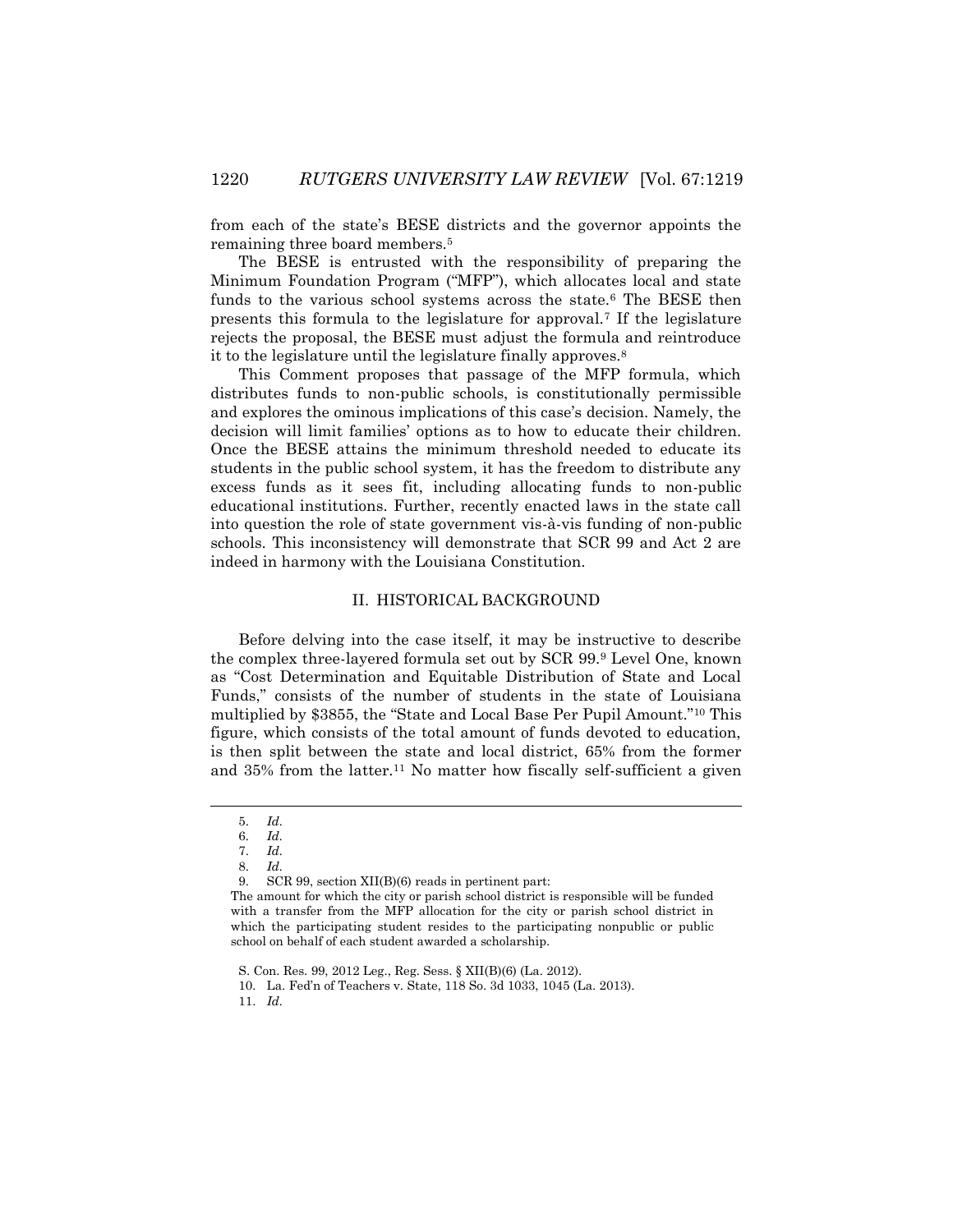from each of the state's BESE districts and the governor appoints the remaining three board members.[5]

The BESE is entrusted with the responsibility of preparing the Minimum Foundation Program ("MFP"), which allocates local and state funds to the various school systems across the state.[6] The BESE then presents this formula to the legislature for approval.[7] If the legislature rejects the proposal, the BESE must adjust the formula and reintroduce it to the legislature until the legislature finally approves.[8]

This Comment proposes that passage of the MFP formula, which distributes funds to non-public schools, is constitutionally permissible and explores the ominous implications of this case's decision. Namely, the decision will limit families' options as to how to educate their children. Once the BESE attains the minimum threshold needed to educate its students in the public school system, it has the freedom to distribute any excess funds as it sees fit, including allocating funds to non-public educational institutions. Further, recently enacted laws in the state call into question the role of state government vis-à-vis funding of non-public schools. This inconsistency will demonstrate that SCR 99 and Act 2 are indeed in harmony with the Louisiana Constitution.

## II. HISTORICAL BACKGROUND

Before delving into the case itself, it may be instructive to describe the complex three-layered formula set out by SCR 99.[9] Level One, known as "Cost Determination and Equitable Distribution of State and Local Funds," consists of the number of students in the state of Louisiana multiplied by $3855, the "State and Local Base Per Pupil Amount."[10] This figure, which consists of the total amount of funds devoted to education, is then split between the state and local district, 65% from the former and 35% from the latter.[11] No matter how fiscally self-sufficient a given

---

5. *Id.*

6. *Id.*

7. *Id.*

8. *Id.*

9. SCR 99, section XII(B)(6) reads in pertinent part:

> The amount for which the city or parish school district is responsible will be funded with a transfer from the MFP allocation for the city or parish school district in which the participating student resides to the participating nonpublic or public school on behalf of each student awarded a scholarship.

S. Con. Res. 99, 2012 Leg., Reg. Sess. § XII(B)(6) (La. 2012).

10. La. Fed'n of Teachers v. State, 118 So. 3d 1033, 1045 (La. 2013).

11. *Id.*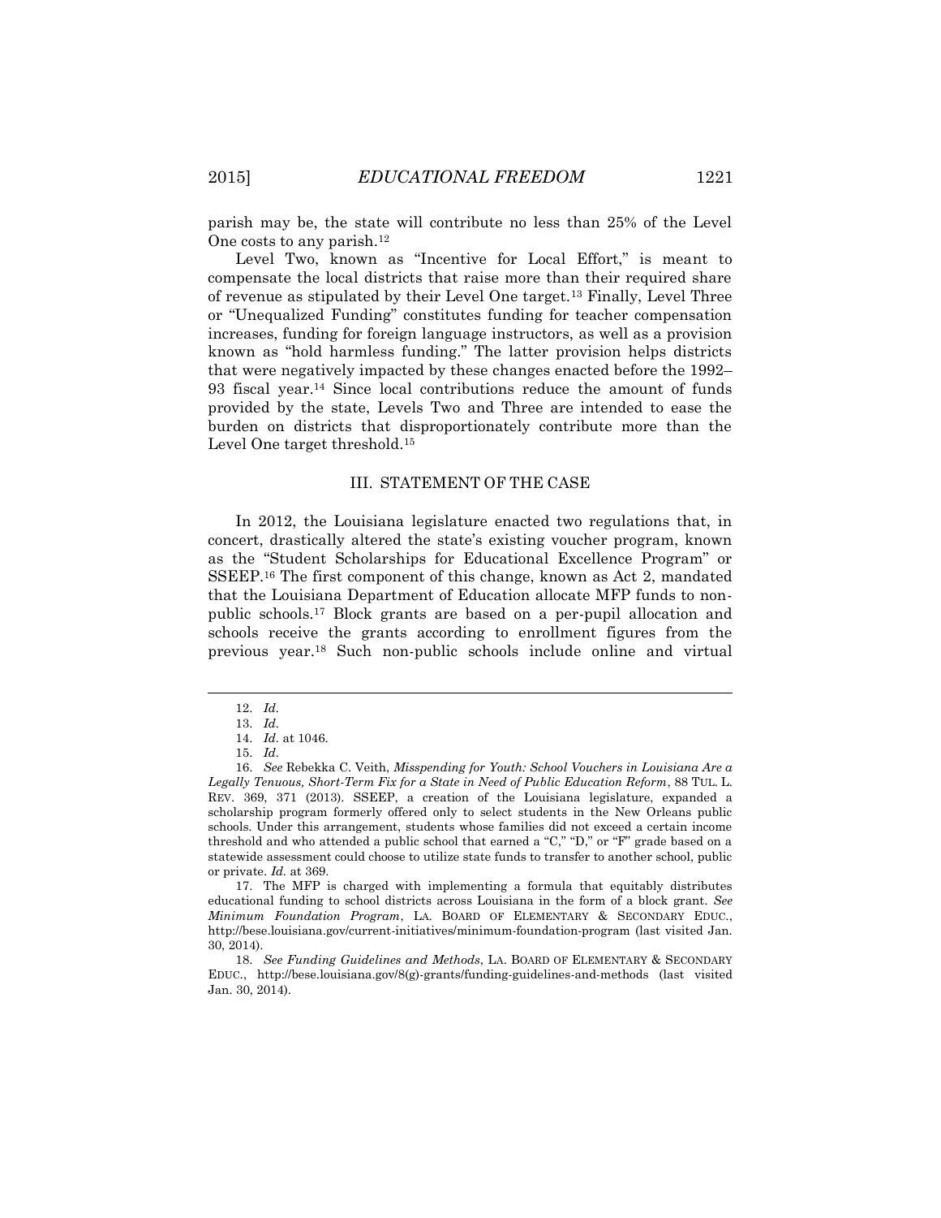parish may be, the state will contribute no less than 25% of the Level One costs to any parish.[12]

Level Two, known as "Incentive for Local Effort," is meant to compensate the local districts that raise more than their required share of revenue as stipulated by their Level One target.[13] Finally, Level Three or "Unequalized Funding" constitutes funding for teacher compensation increases, funding for foreign language instructors, as well as a provision known as "hold harmless funding." The latter provision helps districts that were negatively impacted by these changes enacted before the 1992–93 fiscal year.[14] Since local contributions reduce the amount of funds provided by the state, Levels Two and Three are intended to ease the burden on districts that disproportionately contribute more than the Level One target threshold.[15]

## III. STATEMENT OF THE CASE

In 2012, the Louisiana legislature enacted two regulations that, in concert, drastically altered the state's existing voucher program, known as the "Student Scholarships for Educational Excellence Program" or SSEEP.[16] The first component of this change, known as Act 2, mandated that the Louisiana Department of Education allocate MFP funds to non-public schools.[17] Block grants are based on a per-pupil allocation and schools receive the grants according to enrollment figures from the previous year.[18] Such non-public schools include online and virtual

---

12. *Id.*

13. *Id.*

14. *Id.* at 1046.

15. *Id.*

16. *See* Rebekka C. Veith, *Misspending for Youth: School Vouchers in Louisiana Are a Legally Tenuous, Short-Term Fix for a State in Need of Public Education Reform*, 88 TUL. L. REV. 369, 371 (2013). SSEEP, a creation of the Louisiana legislature, expanded a scholarship program formerly offered only to select students in the New Orleans public schools. Under this arrangement, students whose families did not exceed a certain income threshold and who attended a public school that earned a "C," "D," or "F" grade based on a statewide assessment could choose to utilize state funds to transfer to another school, public or private. *Id.* at 369.

17. The MFP is charged with implementing a formula that equitably distributes educational funding to school districts across Louisiana in the form of a block grant. *See Minimum Foundation Program*, LA. BOARD OF ELEMENTARY & SECONDARY EDUC., http://bese.louisiana.gov/current-initiatives/minimum-foundation-program (last visited Jan. 30, 2014).

18. *See Funding Guidelines and Methods*, LA. BOARD OF ELEMENTARY & SECONDARY EDUC., http://bese.louisiana.gov/8(g)-grants/funding-guidelines-and-methods (last visited Jan. 30, 2014).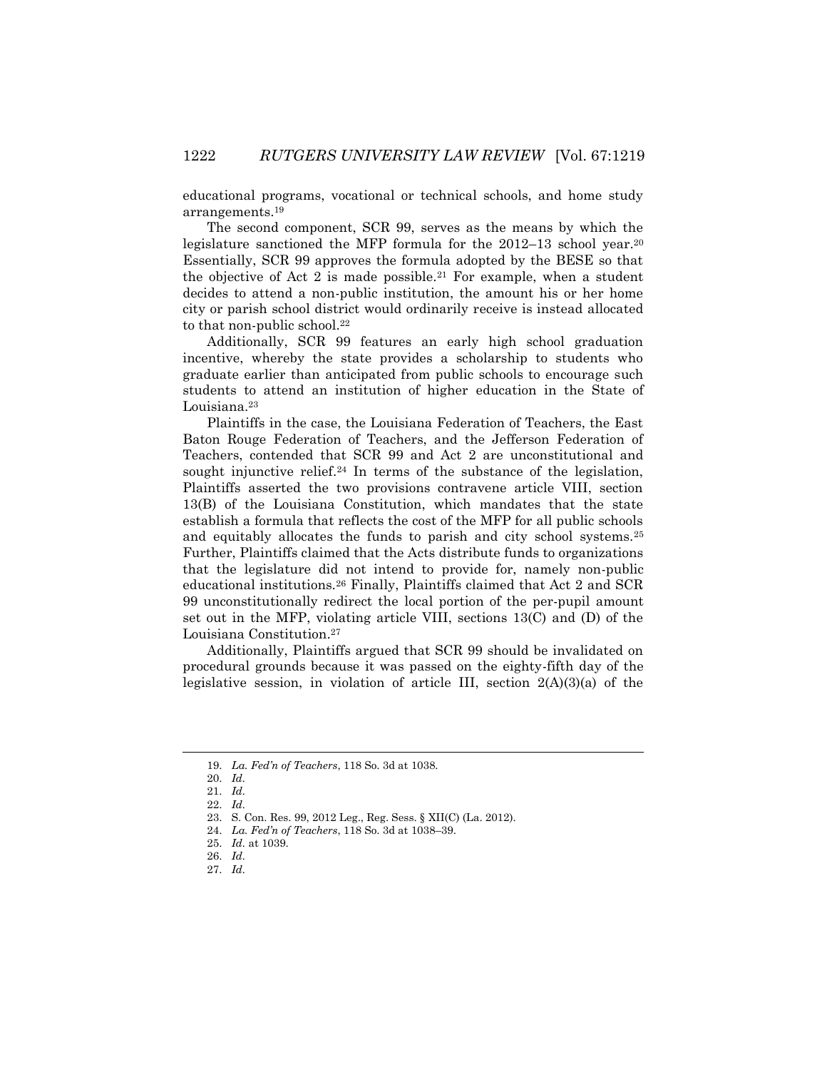educational programs, vocational or technical schools, and home study arrangements.[19]

The second component, SCR 99, serves as the means by which the legislature sanctioned the MFP formula for the 2012–13 school year.[20] Essentially, SCR 99 approves the formula adopted by the BESE so that the objective of Act 2 is made possible.[21] For example, when a student decides to attend a non-public institution, the amount his or her home city or parish school district would ordinarily receive is instead allocated to that non-public school.[22]

Additionally, SCR 99 features an early high school graduation incentive, whereby the state provides a scholarship to students who graduate earlier than anticipated from public schools to encourage such students to attend an institution of higher education in the State of Louisiana.[23]

Plaintiffs in the case, the Louisiana Federation of Teachers, the East Baton Rouge Federation of Teachers, and the Jefferson Federation of Teachers, contended that SCR 99 and Act 2 are unconstitutional and sought injunctive relief.[24] In terms of the substance of the legislation, Plaintiffs asserted the two provisions contravene article VIII, section 13(B) of the Louisiana Constitution, which mandates that the state establish a formula that reflects the cost of the MFP for all public schools and equitably allocates the funds to parish and city school systems.[25] Further, Plaintiffs claimed that the Acts distribute funds to organizations that the legislature did not intend to provide for, namely non-public educational institutions.[26] Finally, Plaintiffs claimed that Act 2 and SCR 99 unconstitutionally redirect the local portion of the per-pupil amount set out in the MFP, violating article VIII, sections 13(C) and (D) of the Louisiana Constitution.[27]

Additionally, Plaintiffs argued that SCR 99 should be invalidated on procedural grounds because it was passed on the eighty-fifth day of the legislative session, in violation of article III, section 2(A)(3)(a) of the

---

19. *La. Fed'n of Teachers*, 118 So. 3d at 1038.
20. *Id.*
21. *Id.*
22. *Id.*
23. S. Con. Res. 99, 2012 Leg., Reg. Sess. § XII(C) (La. 2012).
24. *La. Fed'n of Teachers*, 118 So. 3d at 1038–39.
25. *Id.* at 1039.
26. *Id.*
27. *Id.*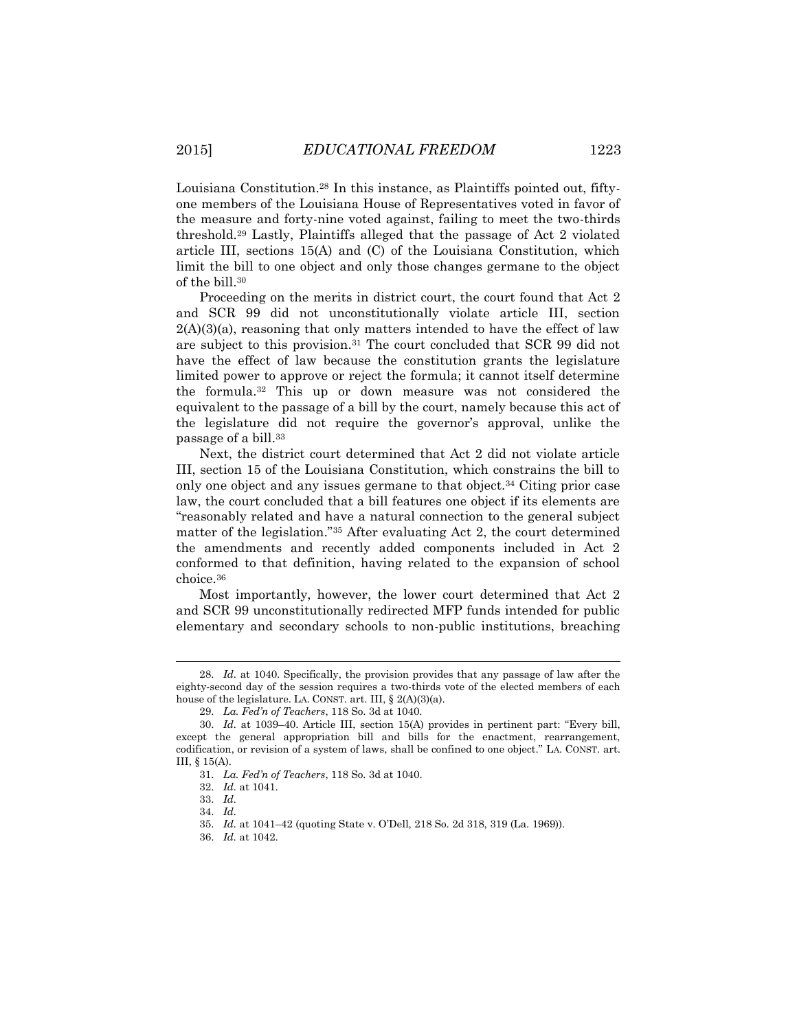Louisiana Constitution.[28] In this instance, as Plaintiffs pointed out, fifty-one members of the Louisiana House of Representatives voted in favor of the measure and forty-nine voted against, failing to meet the two-thirds threshold.[29] Lastly, Plaintiffs alleged that the passage of Act 2 violated article III, sections 15(A) and (C) of the Louisiana Constitution, which limit the bill to one object and only those changes germane to the object of the bill.[30]

Proceeding on the merits in district court, the court found that Act 2 and SCR 99 did not unconstitutionally violate article III, section 2(A)(3)(a), reasoning that only matters intended to have the effect of law are subject to this provision.[31] The court concluded that SCR 99 did not have the effect of law because the constitution grants the legislature limited power to approve or reject the formula; it cannot itself determine the formula.[32] This up or down measure was not considered the equivalent to the passage of a bill by the court, namely because this act of the legislature did not require the governor's approval, unlike the passage of a bill.[33]

Next, the district court determined that Act 2 did not violate article III, section 15 of the Louisiana Constitution, which constrains the bill to only one object and any issues germane to that object.[34] Citing prior case law, the court concluded that a bill features one object if its elements are "reasonably related and have a natural connection to the general subject matter of the legislation."[35] After evaluating Act 2, the court determined the amendments and recently added components included in Act 2 conformed to that definition, having related to the expansion of school choice.[36]

Most importantly, however, the lower court determined that Act 2 and SCR 99 unconstitutionally redirected MFP funds intended for public elementary and secondary schools to non-public institutions, breaching

---

28. *Id.* at 1040. Specifically, the provision provides that any passage of law after the eighty-second day of the session requires a two-thirds vote of the elected members of each house of the legislature. LA. CONST. art. III, § 2(A)(3)(a).

29. *La. Fed'n of Teachers*, 118 So. 3d at 1040.

30. *Id.* at 1039–40. Article III, section 15(A) provides in pertinent part: "Every bill, except the general appropriation bill and bills for the enactment, rearrangement, codification, or revision of a system of laws, shall be confined to one object." LA. CONST. art. III, § 15(A).

31. *La. Fed'n of Teachers*, 118 So. 3d at 1040.

32. *Id.* at 1041.

33. *Id.*

34. *Id.*

35. *Id.* at 1041–42 (quoting State v. O'Dell, 218 So. 2d 318, 319 (La. 1969)).

36. *Id.* at 1042.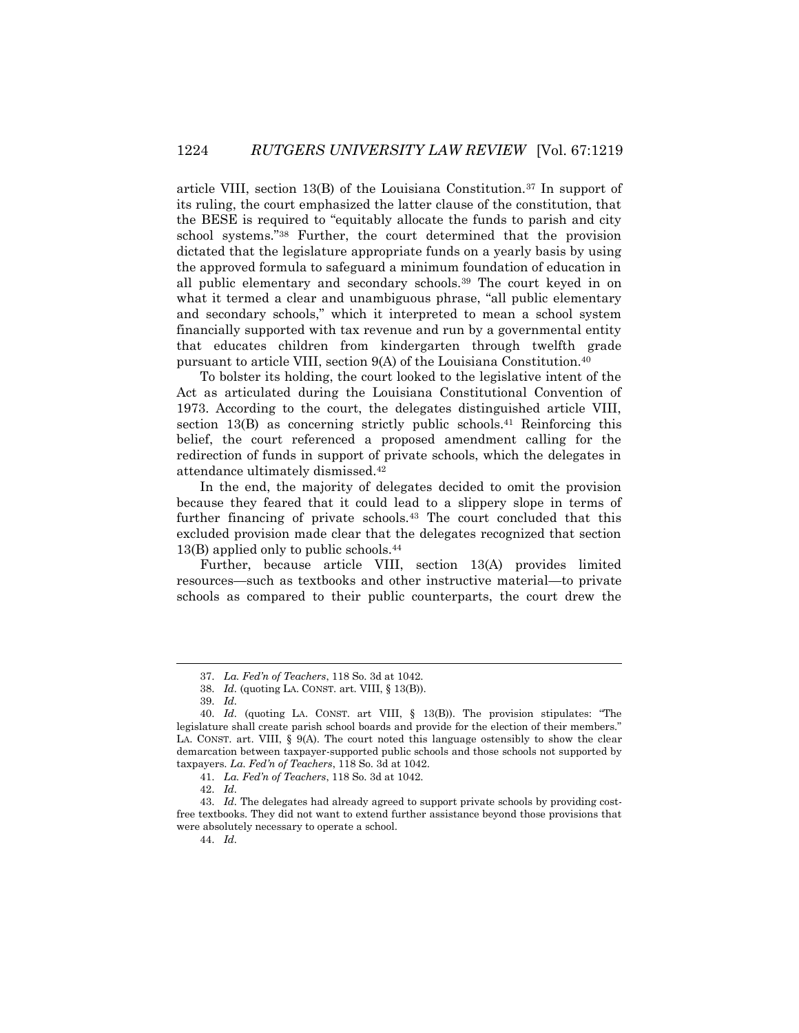article VIII, section 13(B) of the Louisiana Constitution.[37] In support of its ruling, the court emphasized the latter clause of the constitution, that the BESE is required to "equitably allocate the funds to parish and city school systems."[38] Further, the court determined that the provision dictated that the legislature appropriate funds on a yearly basis by using the approved formula to safeguard a minimum foundation of education in all public elementary and secondary schools.[39] The court keyed in on what it termed a clear and unambiguous phrase, "all public elementary and secondary schools," which it interpreted to mean a school system financially supported with tax revenue and run by a governmental entity that educates children from kindergarten through twelfth grade pursuant to article VIII, section 9(A) of the Louisiana Constitution.[40]

To bolster its holding, the court looked to the legislative intent of the Act as articulated during the Louisiana Constitutional Convention of 1973. According to the court, the delegates distinguished article VIII, section 13(B) as concerning strictly public schools.[41] Reinforcing this belief, the court referenced a proposed amendment calling for the redirection of funds in support of private schools, which the delegates in attendance ultimately dismissed.[42]

In the end, the majority of delegates decided to omit the provision because they feared that it could lead to a slippery slope in terms of further financing of private schools.[43] The court concluded that this excluded provision made clear that the delegates recognized that section 13(B) applied only to public schools.[44]

Further, because article VIII, section 13(A) provides limited resources—such as textbooks and other instructive material—to private schools as compared to their public counterparts, the court drew the

---

37. *La. Fed'n of Teachers*, 118 So. 3d at 1042.

38. *Id.* (quoting LA. CONST. art. VIII, § 13(B)).

39. *Id.*

40. *Id.* (quoting LA. CONST. art VIII, § 13(B)). The provision stipulates: "The legislature shall create parish school boards and provide for the election of their members." LA. CONST. art. VIII, § 9(A). The court noted this language ostensibly to show the clear demarcation between taxpayer-supported public schools and those schools not supported by taxpayers. *La. Fed'n of Teachers*, 118 So. 3d at 1042.

41. *La. Fed'n of Teachers*, 118 So. 3d at 1042.

42. *Id.*

43. *Id.* The delegates had already agreed to support private schools by providing cost-free textbooks. They did not want to extend further assistance beyond those provisions that were absolutely necessary to operate a school.

44. *Id.*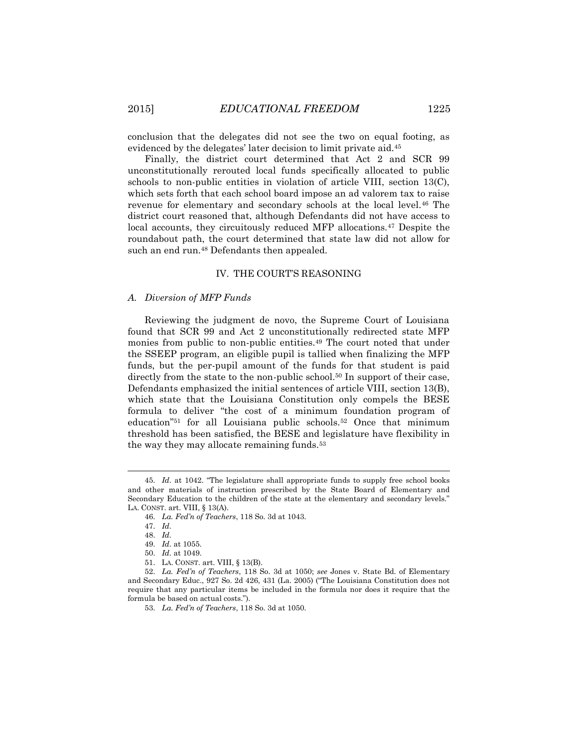conclusion that the delegates did not see the two on equal footing, as evidenced by the delegates' later decision to limit private aid.[45]

Finally, the district court determined that Act 2 and SCR 99 unconstitutionally rerouted local funds specifically allocated to public schools to non-public entities in violation of article VIII, section 13(C), which sets forth that each school board impose an ad valorem tax to raise revenue for elementary and secondary schools at the local level.[46] The district court reasoned that, although Defendants did not have access to local accounts, they circuitously reduced MFP allocations.[47] Despite the roundabout path, the court determined that state law did not allow for such an end run.[48] Defendants then appealed.

## IV. THE COURT'S REASONING

### *A. Diversion of MFP Funds*

Reviewing the judgment de novo, the Supreme Court of Louisiana found that SCR 99 and Act 2 unconstitutionally redirected state MFP monies from public to non-public entities.[49] The court noted that under the SSEEP program, an eligible pupil is tallied when finalizing the MFP funds, but the per-pupil amount of the funds for that student is paid directly from the state to the non-public school.[50] In support of their case, Defendants emphasized the initial sentences of article VIII, section 13(B), which state that the Louisiana Constitution only compels the BESE formula to deliver "the cost of a minimum foundation program of education"[51] for all Louisiana public schools.[52] Once that minimum threshold has been satisfied, the BESE and legislature have flexibility in the way they may allocate remaining funds.[53]

---

45. *Id.* at 1042. "The legislature shall appropriate funds to supply free school books and other materials of instruction prescribed by the State Board of Elementary and Secondary Education to the children of the state at the elementary and secondary levels." LA. CONST. art. VIII, § 13(A).

46. *La. Fed'n of Teachers*, 118 So. 3d at 1043.

47. *Id.*

48. *Id.*

49. *Id.* at 1055.

50. *Id.* at 1049.

51. LA. CONST. art. VIII, § 13(B).

52. *La. Fed'n of Teachers*, 118 So. 3d at 1050; *see* Jones v. State Bd. of Elementary and Secondary Educ., 927 So. 2d 426, 431 (La. 2005) ("The Louisiana Constitution does not require that any particular items be included in the formula nor does it require that the formula be based on actual costs.").

53. *La. Fed'n of Teachers*, 118 So. 3d at 1050.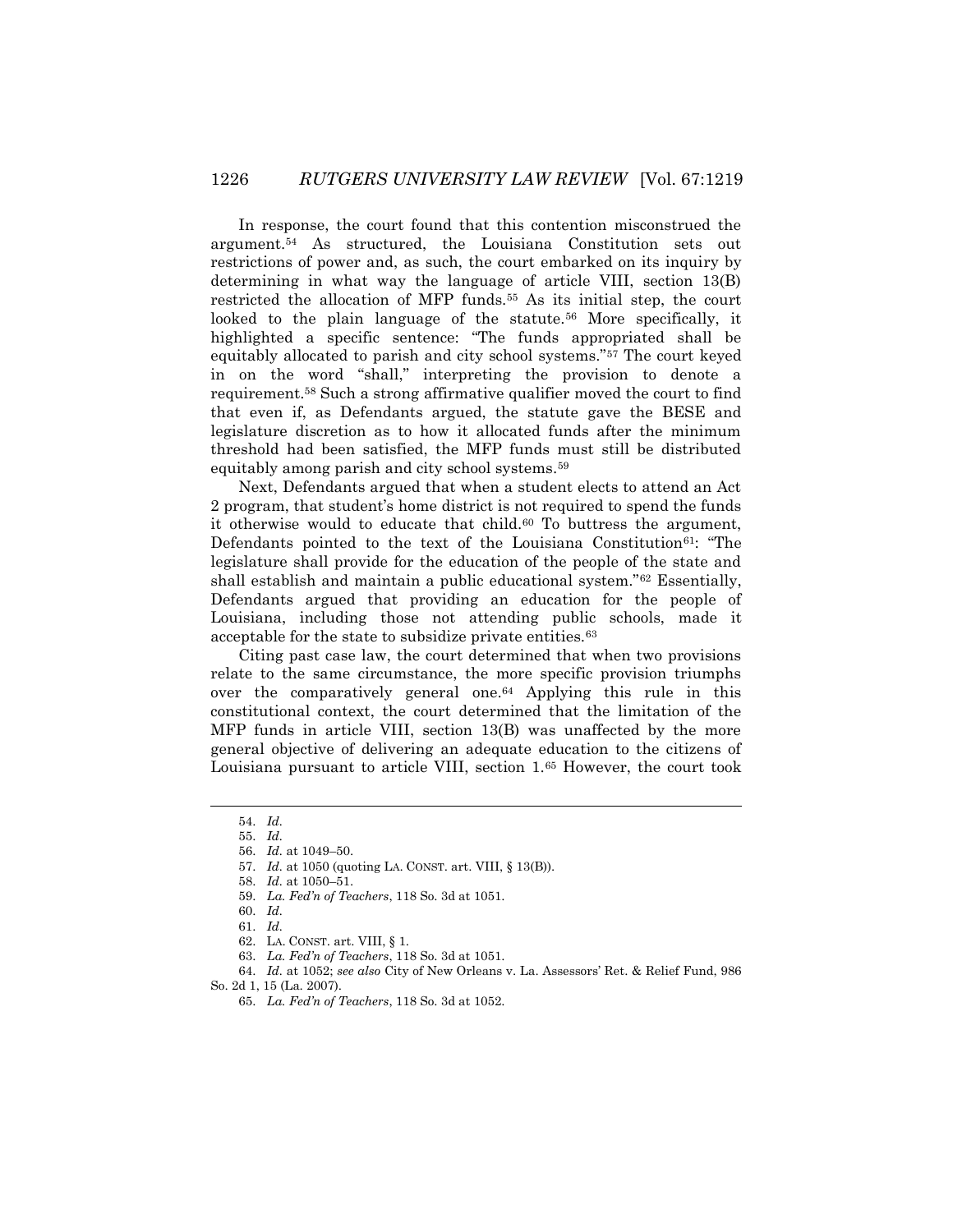In response, the court found that this contention misconstrued the argument.[54] As structured, the Louisiana Constitution sets out restrictions of power and, as such, the court embarked on its inquiry by determining in what way the language of article VIII, section 13(B) restricted the allocation of MFP funds.[55] As its initial step, the court looked to the plain language of the statute.[56] More specifically, it highlighted a specific sentence: "The funds appropriated shall be equitably allocated to parish and city school systems."[57] The court keyed in on the word "shall," interpreting the provision to denote a requirement.[58] Such a strong affirmative qualifier moved the court to find that even if, as Defendants argued, the statute gave the BESE and legislature discretion as to how it allocated funds after the minimum threshold had been satisfied, the MFP funds must still be distributed equitably among parish and city school systems.[59]

Next, Defendants argued that when a student elects to attend an Act 2 program, that student's home district is not required to spend the funds it otherwise would to educate that child.[60] To buttress the argument, Defendants pointed to the text of the Louisiana Constitution[61]: "The legislature shall provide for the education of the people of the state and shall establish and maintain a public educational system."[62] Essentially, Defendants argued that providing an education for the people of Louisiana, including those not attending public schools, made it acceptable for the state to subsidize private entities.[63]

Citing past case law, the court determined that when two provisions relate to the same circumstance, the more specific provision triumphs over the comparatively general one.[64] Applying this rule in this constitutional context, the court determined that the limitation of the MFP funds in article VIII, section 13(B) was unaffected by the more general objective of delivering an adequate education to the citizens of Louisiana pursuant to article VIII, section 1.[65] However, the court took

---

54. *Id.*
55. *Id.*
56. *Id.* at 1049–50.
57. *Id.* at 1050 (quoting LA. CONST. art. VIII, § 13(B)).
58. *Id.* at 1050–51.
59. *La. Fed'n of Teachers*, 118 So. 3d at 1051.
60. *Id.*
61. *Id.*
62. LA. CONST. art. VIII, § 1.
63. *La. Fed'n of Teachers*, 118 So. 3d at 1051.
64. *Id.* at 1052; *see also* City of New Orleans v. La. Assessors' Ret. & Relief Fund, 986 So. 2d 1, 15 (La. 2007).
65. *La. Fed'n of Teachers*, 118 So. 3d at 1052.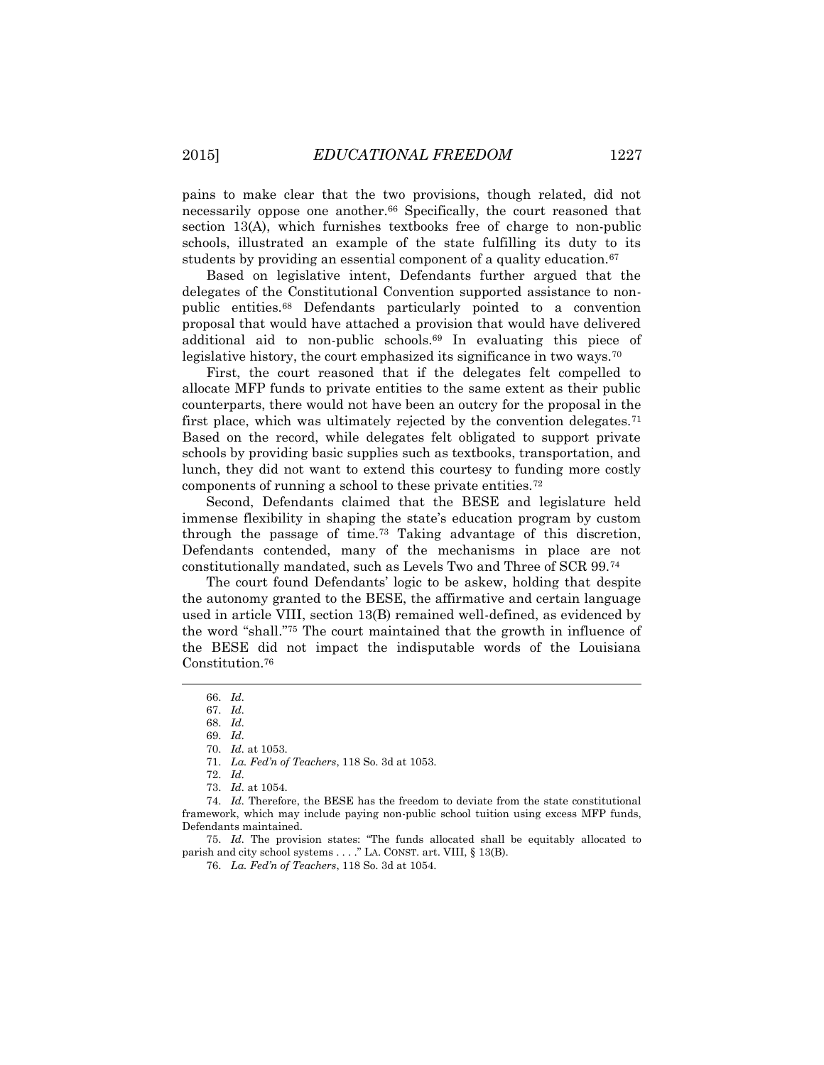pains to make clear that the two provisions, though related, did not necessarily oppose one another.[66] Specifically, the court reasoned that section 13(A), which furnishes textbooks free of charge to non-public schools, illustrated an example of the state fulfilling its duty to its students by providing an essential component of a quality education.[67]

Based on legislative intent, Defendants further argued that the delegates of the Constitutional Convention supported assistance to non-public entities.[68] Defendants particularly pointed to a convention proposal that would have attached a provision that would have delivered additional aid to non-public schools.[69] In evaluating this piece of legislative history, the court emphasized its significance in two ways.[70]

First, the court reasoned that if the delegates felt compelled to allocate MFP funds to private entities to the same extent as their public counterparts, there would not have been an outcry for the proposal in the first place, which was ultimately rejected by the convention delegates.[71] Based on the record, while delegates felt obligated to support private schools by providing basic supplies such as textbooks, transportation, and lunch, they did not want to extend this courtesy to funding more costly components of running a school to these private entities.[72]

Second, Defendants claimed that the BESE and legislature held immense flexibility in shaping the state's education program by custom through the passage of time.[73] Taking advantage of this discretion, Defendants contended, many of the mechanisms in place are not constitutionally mandated, such as Levels Two and Three of SCR 99.[74]

The court found Defendants' logic to be askew, holding that despite the autonomy granted to the BESE, the affirmative and certain language used in article VIII, section 13(B) remained well-defined, as evidenced by the word "shall."[75] The court maintained that the growth in influence of the BESE did not impact the indisputable words of the Louisiana Constitution.[76]

---

66. *Id.*

67. *Id.*

68. *Id.*

69. *Id.*

70. *Id.* at 1053.

71. *La. Fed'n of Teachers*, 118 So. 3d at 1053.

72. *Id.*

73. *Id.* at 1054.

74. *Id.* Therefore, the BESE has the freedom to deviate from the state constitutional framework, which may include paying non-public school tuition using excess MFP funds, Defendants maintained.

75. *Id.* The provision states: "The funds allocated shall be equitably allocated to parish and city school systems . . . ." LA. CONST. art. VIII, § 13(B).

76. *La. Fed'n of Teachers*, 118 So. 3d at 1054.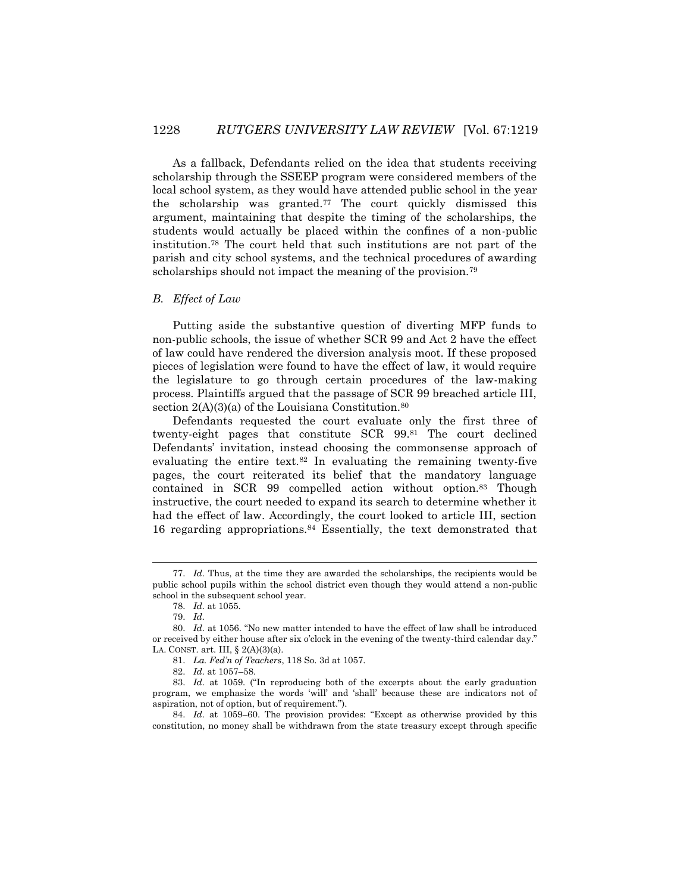As a fallback, Defendants relied on the idea that students receiving scholarship through the SSEEP program were considered members of the local school system, as they would have attended public school in the year the scholarship was granted.[77] The court quickly dismissed this argument, maintaining that despite the timing of the scholarships, the students would actually be placed within the confines of a non-public institution.[78] The court held that such institutions are not part of the parish and city school systems, and the technical procedures of awarding scholarships should not impact the meaning of the provision.[79]

### *B. Effect of Law*

Putting aside the substantive question of diverting MFP funds to non-public schools, the issue of whether SCR 99 and Act 2 have the effect of law could have rendered the diversion analysis moot. If these proposed pieces of legislation were found to have the effect of law, it would require the legislature to go through certain procedures of the law-making process. Plaintiffs argued that the passage of SCR 99 breached article III, section 2(A)(3)(a) of the Louisiana Constitution.[80]

Defendants requested the court evaluate only the first three of twenty-eight pages that constitute SCR 99.[81] The court declined Defendants' invitation, instead choosing the commonsense approach of evaluating the entire text.[82] In evaluating the remaining twenty-five pages, the court reiterated its belief that the mandatory language contained in SCR 99 compelled action without option.[83] Though instructive, the court needed to expand its search to determine whether it had the effect of law. Accordingly, the court looked to article III, section 16 regarding appropriations.[84] Essentially, the text demonstrated that

---

77. *Id.* Thus, at the time they are awarded the scholarships, the recipients would be public school pupils within the school district even though they would attend a non-public school in the subsequent school year.

78. *Id.* at 1055.

79. *Id.*

80. *Id.* at 1056. "No new matter intended to have the effect of law shall be introduced or received by either house after six o'clock in the evening of the twenty-third calendar day." LA. CONST. art. III, § 2(A)(3)(a).

81. *La. Fed'n of Teachers*, 118 So. 3d at 1057.

82. *Id.* at 1057–58.

83. *Id.* at 1059. ("In reproducing both of the excerpts about the early graduation program, we emphasize the words 'will' and 'shall' because these are indicators not of aspiration, not of option, but of requirement.").

84. *Id.* at 1059–60. The provision provides: "Except as otherwise provided by this constitution, no money shall be withdrawn from the state treasury except through specific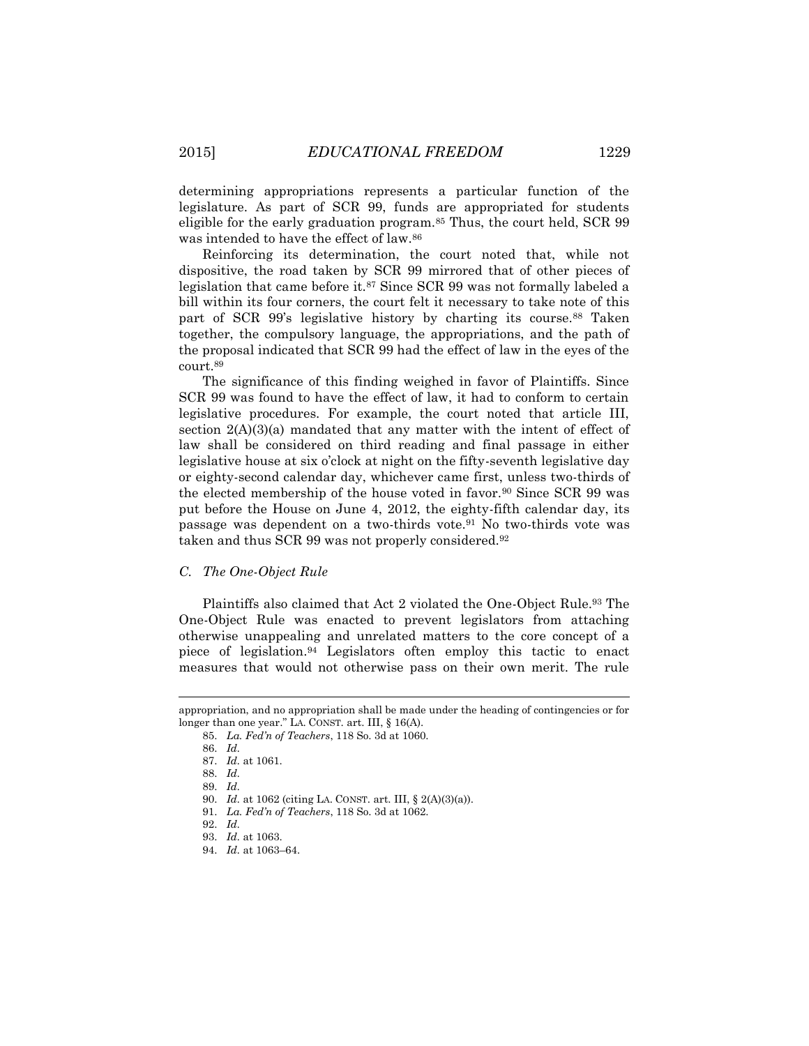determining appropriations represents a particular function of the legislature. As part of SCR 99, funds are appropriated for students eligible for the early graduation program.[85] Thus, the court held, SCR 99 was intended to have the effect of law.[86]

Reinforcing its determination, the court noted that, while not dispositive, the road taken by SCR 99 mirrored that of other pieces of legislation that came before it.[87] Since SCR 99 was not formally labeled a bill within its four corners, the court felt it necessary to take note of this part of SCR 99's legislative history by charting its course.[88] Taken together, the compulsory language, the appropriations, and the path of the proposal indicated that SCR 99 had the effect of law in the eyes of the court.[89]

The significance of this finding weighed in favor of Plaintiffs. Since SCR 99 was found to have the effect of law, it had to conform to certain legislative procedures. For example, the court noted that article III, section 2(A)(3)(a) mandated that any matter with the intent of effect of law shall be considered on third reading and final passage in either legislative house at six o'clock at night on the fifty-seventh legislative day or eighty-second calendar day, whichever came first, unless two-thirds of the elected membership of the house voted in favor.[90] Since SCR 99 was put before the House on June 4, 2012, the eighty-fifth calendar day, its passage was dependent on a two-thirds vote.[91] No two-thirds vote was taken and thus SCR 99 was not properly considered.[92]

### *C. The One-Object Rule*

Plaintiffs also claimed that Act 2 violated the One-Object Rule.[93] The One-Object Rule was enacted to prevent legislators from attaching otherwise unappealing and unrelated matters to the core concept of a piece of legislation.[94] Legislators often employ this tactic to enact measures that would not otherwise pass on their own merit. The rule

---

appropriation, and no appropriation shall be made under the heading of contingencies or for longer than one year." LA. CONST. art. III, § 16(A).

85. *La. Fed'n of Teachers*, 118 So. 3d at 1060.

86. *Id.*

87. *Id.* at 1061.

88. *Id.*

89. *Id.*

90. *Id.* at 1062 (citing LA. CONST. art. III, § 2(A)(3)(a)).

91. *La. Fed'n of Teachers*, 118 So. 3d at 1062.

92. *Id.*

93. *Id.* at 1063.

94. *Id.* at 1063–64.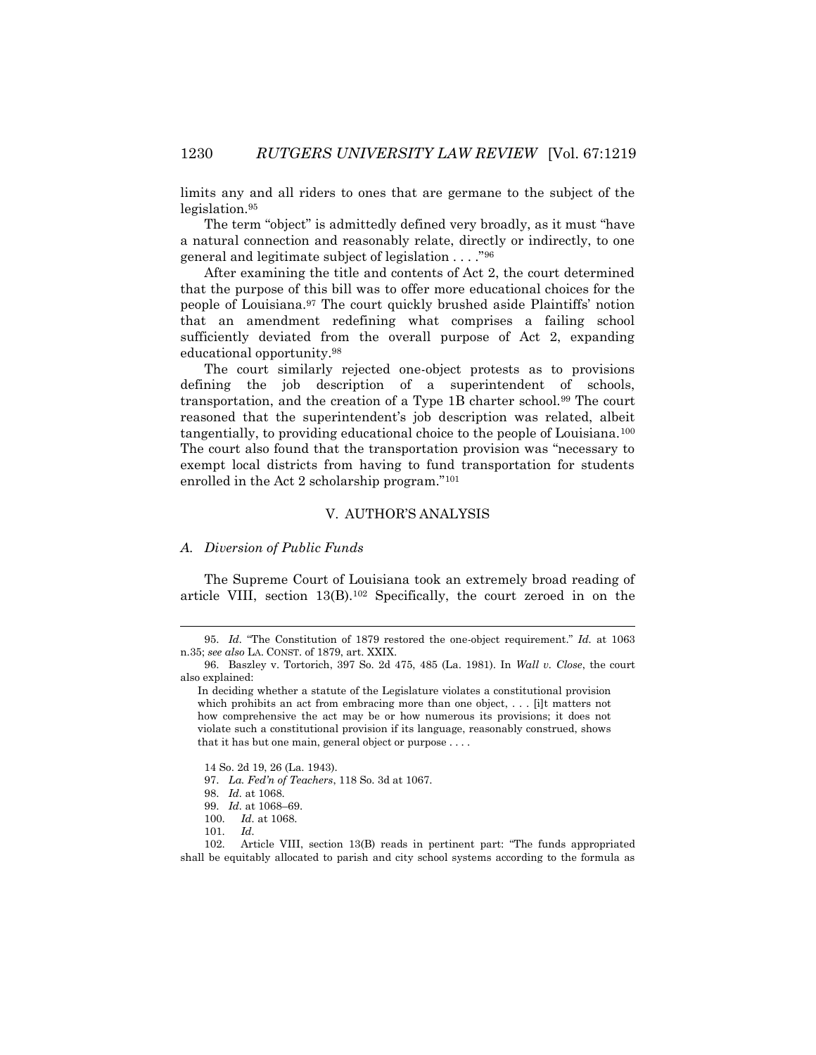limits any and all riders to ones that are germane to the subject of the legislation.[95]

The term "object" is admittedly defined very broadly, as it must "have a natural connection and reasonably relate, directly or indirectly, to one general and legitimate subject of legislation . . . ."[96]

After examining the title and contents of Act 2, the court determined that the purpose of this bill was to offer more educational choices for the people of Louisiana.[97] The court quickly brushed aside Plaintiffs' notion that an amendment redefining what comprises a failing school sufficiently deviated from the overall purpose of Act 2, expanding educational opportunity.[98]

The court similarly rejected one-object protests as to provisions defining the job description of a superintendent of schools, transportation, and the creation of a Type 1B charter school.[99] The court reasoned that the superintendent's job description was related, albeit tangentially, to providing educational choice to the people of Louisiana.[100] The court also found that the transportation provision was "necessary to exempt local districts from having to fund transportation for students enrolled in the Act 2 scholarship program."[101]

## V. AUTHOR'S ANALYSIS

### *A. Diversion of Public Funds*

The Supreme Court of Louisiana took an extremely broad reading of article VIII, section 13(B).[102] Specifically, the court zeroed in on the

---

95. *Id.* "The Constitution of 1879 restored the one-object requirement." *Id.* at 1063 n.35; *see also* LA. CONST. of 1879, art. XXIX.

96. Baszley v. Tortorich, 397 So. 2d 475, 485 (La. 1981). In *Wall v. Close*, the court also explained:

> In deciding whether a statute of the Legislature violates a constitutional provision which prohibits an act from embracing more than one object, . . . [i]t matters not how comprehensive the act may be or how numerous its provisions; it does not violate such a constitutional provision if its language, reasonably construed, shows that it has but one main, general object or purpose . . . .

14 So. 2d 19, 26 (La. 1943).

97. *La. Fed'n of Teachers*, 118 So. 3d at 1067.

98. *Id.* at 1068.

99. *Id.* at 1068–69.

100. *Id.* at 1068.

101. *Id.*

102. Article VIII, section 13(B) reads in pertinent part: "The funds appropriated shall be equitably allocated to parish and city school systems according to the formula as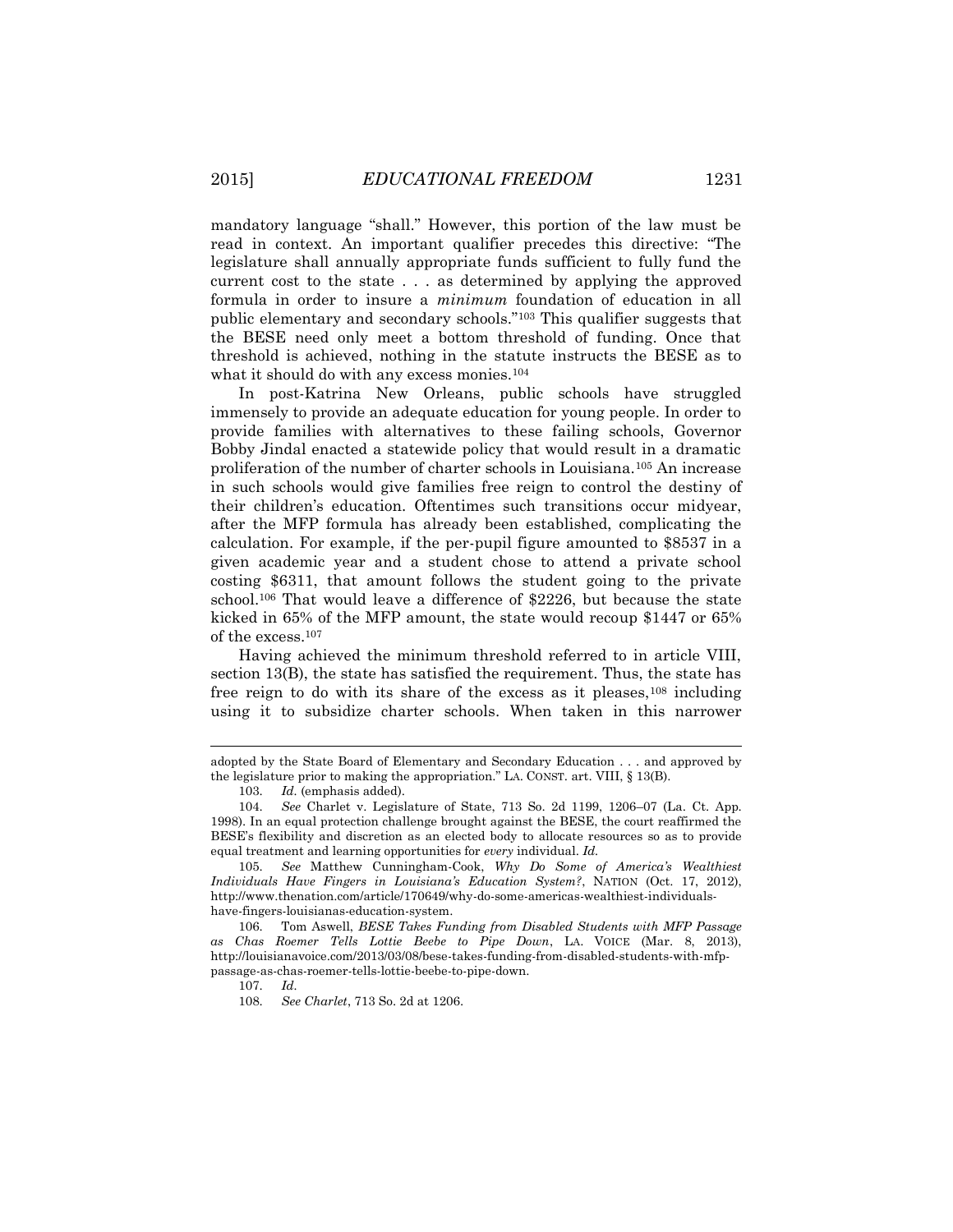mandatory language "shall." However, this portion of the law must be read in context. An important qualifier precedes this directive: "The legislature shall annually appropriate funds sufficient to fully fund the current cost to the state . . . as determined by applying the approved formula in order to insure a *minimum* foundation of education in all public elementary and secondary schools."[103] This qualifier suggests that the BESE need only meet a bottom threshold of funding. Once that threshold is achieved, nothing in the statute instructs the BESE as to what it should do with any excess monies.[104]

In post-Katrina New Orleans, public schools have struggled immensely to provide an adequate education for young people. In order to provide families with alternatives to these failing schools, Governor Bobby Jindal enacted a statewide policy that would result in a dramatic proliferation of the number of charter schools in Louisiana.[105] An increase in such schools would give families free reign to control the destiny of their children's education. Oftentimes such transitions occur midyear, after the MFP formula has already been established, complicating the calculation. For example, if the per-pupil figure amounted to $8537 in a given academic year and a student chose to attend a private school costing $6311, that amount follows the student going to the private school.[106] That would leave a difference of $2226, but because the state kicked in 65% of the MFP amount, the state would recoup $1447 or 65% of the excess.[107]

Having achieved the minimum threshold referred to in article VIII, section 13(B), the state has satisfied the requirement. Thus, the state has free reign to do with its share of the excess as it pleases,[108] including using it to subsidize charter schools. When taken in this narrower

---

adopted by the State Board of Elementary and Secondary Education . . . and approved by the legislature prior to making the appropriation." LA. CONST. art. VIII, § 13(B).

103. *Id*. (emphasis added).

104. *See* Charlet v. Legislature of State, 713 So. 2d 1199, 1206–07 (La. Ct. App. 1998). In an equal protection challenge brought against the BESE, the court reaffirmed the BESE's flexibility and discretion as an elected body to allocate resources so as to provide equal treatment and learning opportunities for *every* individual. *Id.*

105. *See* Matthew Cunningham-Cook, *Why Do Some of America's Wealthiest Individuals Have Fingers in Louisiana's Education System?*, NATION (Oct. 17, 2012), http://www.thenation.com/article/170649/why-do-some-americas-wealthiest-individuals-have-fingers-louisianas-education-system.

106. Tom Aswell, *BESE Takes Funding from Disabled Students with MFP Passage as Chas Roemer Tells Lottie Beebe to Pipe Down*, LA. VOICE (Mar. 8, 2013), http://louisianavoice.com/2013/03/08/bese-takes-funding-from-disabled-students-with-mfp-passage-as-chas-roemer-tells-lottie-beebe-to-pipe-down.

107. *Id.*

108. *See Charlet*, 713 So. 2d at 1206.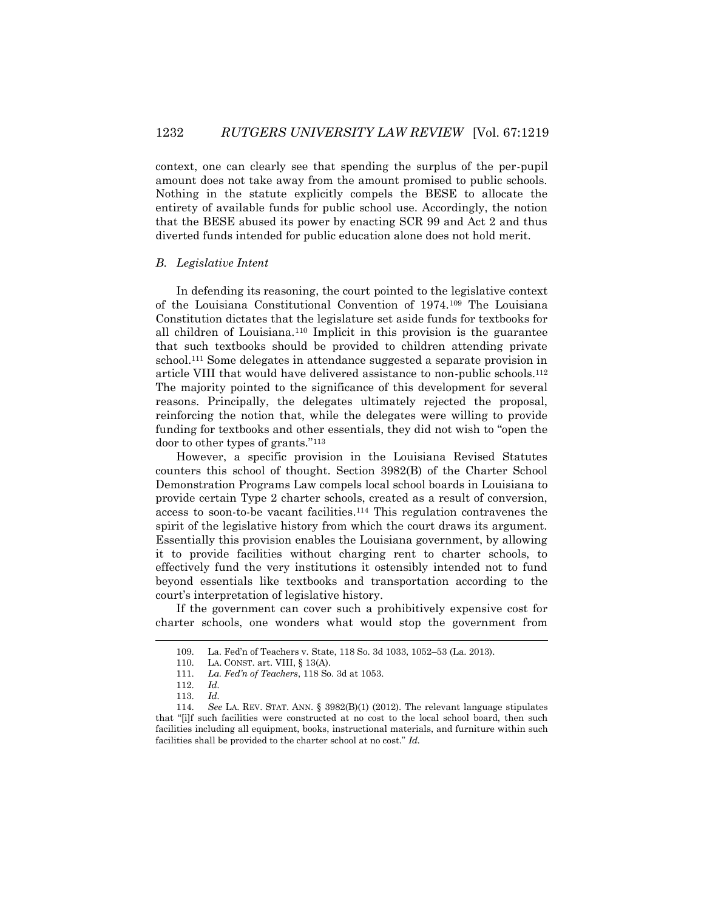context, one can clearly see that spending the surplus of the per-pupil amount does not take away from the amount promised to public schools. Nothing in the statute explicitly compels the BESE to allocate the entirety of available funds for public school use. Accordingly, the notion that the BESE abused its power by enacting SCR 99 and Act 2 and thus diverted funds intended for public education alone does not hold merit.

### *B. Legislative Intent*

In defending its reasoning, the court pointed to the legislative context of the Louisiana Constitutional Convention of 1974.[109] The Louisiana Constitution dictates that the legislature set aside funds for textbooks for all children of Louisiana.[110] Implicit in this provision is the guarantee that such textbooks should be provided to children attending private school.[111] Some delegates in attendance suggested a separate provision in article VIII that would have delivered assistance to non-public schools.[112] The majority pointed to the significance of this development for several reasons. Principally, the delegates ultimately rejected the proposal, reinforcing the notion that, while the delegates were willing to provide funding for textbooks and other essentials, they did not wish to "open the door to other types of grants."[113]

However, a specific provision in the Louisiana Revised Statutes counters this school of thought. Section 3982(B) of the Charter School Demonstration Programs Law compels local school boards in Louisiana to provide certain Type 2 charter schools, created as a result of conversion, access to soon-to-be vacant facilities.[114] This regulation contravenes the spirit of the legislative history from which the court draws its argument. Essentially this provision enables the Louisiana government, by allowing it to provide facilities without charging rent to charter schools, to effectively fund the very institutions it ostensibly intended not to fund beyond essentials like textbooks and transportation according to the court's interpretation of legislative history.

If the government can cover such a prohibitively expensive cost for charter schools, one wonders what would stop the government from

---

109. La. Fed'n of Teachers v. State, 118 So. 3d 1033, 1052–53 (La. 2013).

110. LA. CONST. art. VIII, § 13(A).

111. *La. Fed'n of Teachers*, 118 So. 3d at 1053.

112. *Id.*

113. *Id.*

114. *See* LA. REV. STAT. ANN. § 3982(B)(1) (2012). The relevant language stipulates that "[i]f such facilities were constructed at no cost to the local school board, then such facilities including all equipment, books, instructional materials, and furniture within such facilities shall be provided to the charter school at no cost." *Id.*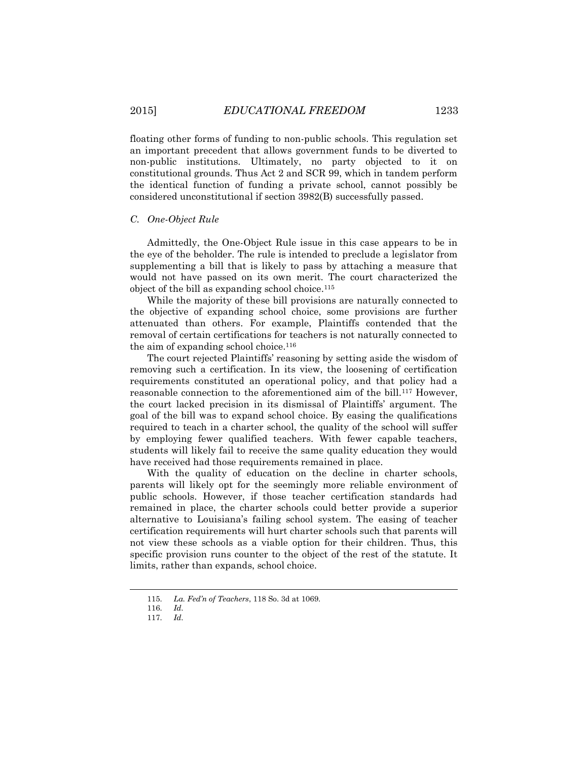floating other forms of funding to non-public schools. This regulation set an important precedent that allows government funds to be diverted to non-public institutions. Ultimately, no party objected to it on constitutional grounds. Thus Act 2 and SCR 99, which in tandem perform the identical function of funding a private school, cannot possibly be considered unconstitutional if section 3982(B) successfully passed.

### *C. One-Object Rule*

Admittedly, the One-Object Rule issue in this case appears to be in the eye of the beholder. The rule is intended to preclude a legislator from supplementing a bill that is likely to pass by attaching a measure that would not have passed on its own merit. The court characterized the object of the bill as expanding school choice.[115]

While the majority of these bill provisions are naturally connected to the objective of expanding school choice, some provisions are further attenuated than others. For example, Plaintiffs contended that the removal of certain certifications for teachers is not naturally connected to the aim of expanding school choice.[116]

The court rejected Plaintiffs' reasoning by setting aside the wisdom of removing such a certification. In its view, the loosening of certification requirements constituted an operational policy, and that policy had a reasonable connection to the aforementioned aim of the bill.[117] However, the court lacked precision in its dismissal of Plaintiffs' argument. The goal of the bill was to expand school choice. By easing the qualifications required to teach in a charter school, the quality of the school will suffer by employing fewer qualified teachers. With fewer capable teachers, students will likely fail to receive the same quality education they would have received had those requirements remained in place.

With the quality of education on the decline in charter schools, parents will likely opt for the seemingly more reliable environment of public schools. However, if those teacher certification standards had remained in place, the charter schools could better provide a superior alternative to Louisiana's failing school system. The easing of teacher certification requirements will hurt charter schools such that parents will not view these schools as a viable option for their children. Thus, this specific provision runs counter to the object of the rest of the statute. It limits, rather than expands, school choice.

---

115. *La. Fed'n of Teachers*, 118 So. 3d at 1069.

116. *Id.*

117. *Id.*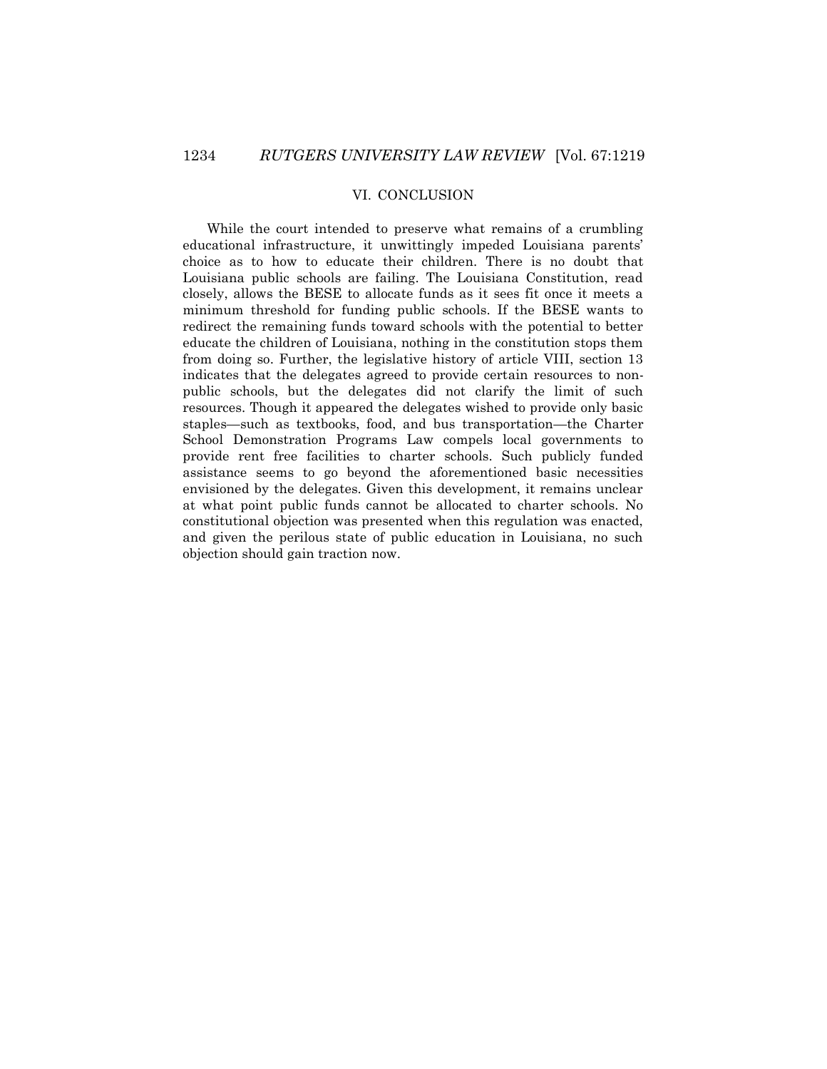## VI. CONCLUSION

While the court intended to preserve what remains of a crumbling educational infrastructure, it unwittingly impeded Louisiana parents' choice as to how to educate their children. There is no doubt that Louisiana public schools are failing. The Louisiana Constitution, read closely, allows the BESE to allocate funds as it sees fit once it meets a minimum threshold for funding public schools. If the BESE wants to redirect the remaining funds toward schools with the potential to better educate the children of Louisiana, nothing in the constitution stops them from doing so. Further, the legislative history of article VIII, section 13 indicates that the delegates agreed to provide certain resources to non-public schools, but the delegates did not clarify the limit of such resources. Though it appeared the delegates wished to provide only basic staples—such as textbooks, food, and bus transportation—the Charter School Demonstration Programs Law compels local governments to provide rent free facilities to charter schools. Such publicly funded assistance seems to go beyond the aforementioned basic necessities envisioned by the delegates. Given this development, it remains unclear at what point public funds cannot be allocated to charter schools. No constitutional objection was presented when this regulation was enacted, and given the perilous state of public education in Louisiana, no such objection should gain traction now.